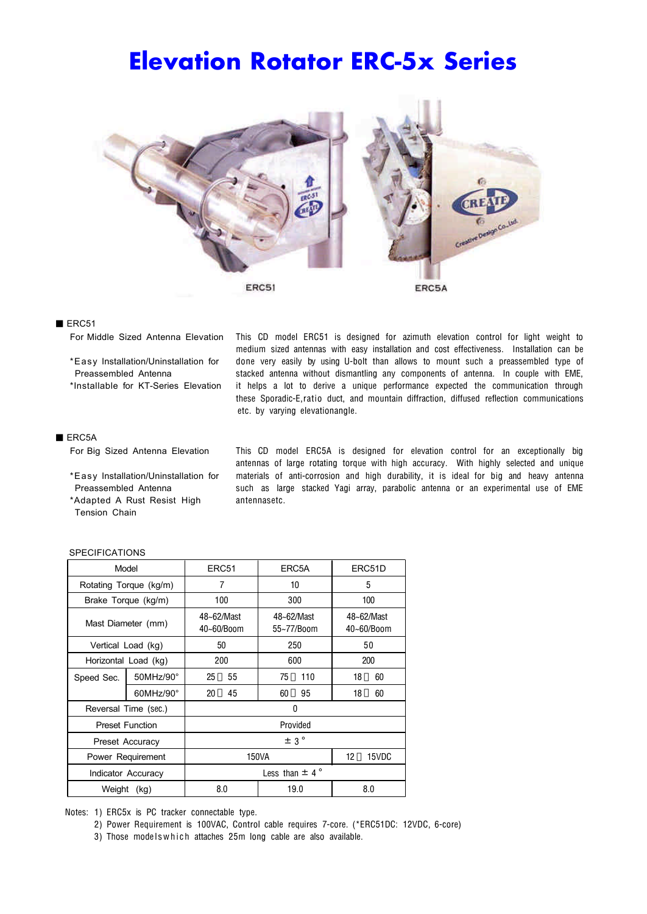# Elevation Rotator ERC-5x Series

ERC51

ERC5A

## ■ ERC51

For Middle Sized Antenna Elevation

*Easy Installation/Uninstallation for Preassembled Antenna
*Installable for KT-Series Elevation

This CD model ERC51 is designed for azimuth elevation control for light weight to medium sized antennas with easy installation and cost effectiveness. Installation can be done very easily by using U-bolt than allows to mount such a preassembled type of stacked antenna without dismantling any components of antenna. In couple with EME, it helps a lot to derive a unique performance expected the communication through these Sporadic-E,ratio duct, and mountain diffraction, diffused reflection communications etc. by varying elevationangle.

## ■ ERC5A

For Big Sized Antenna Elevation

*Easy Installation/Uninstallation for Preassembled Antenna
*Adapted A Rust Resist High Tension Chain

This CD model ERC5A is designed for elevation control for an exceptionally big antennas of large rotating torque with high accuracy. With highly selected and unique materials of anti-corrosion and high durability, it is ideal for big and heavy antenna such as large stacked Yagi array, parabolic antenna or an experimental use of EME antennasetc.

SPECIFICATIONS

| Model | | ERC51 | ERC5A | ERC51D |
|---|---|---|---|---|
| Rotating Torque (kg/m) | | 7 | 10 | 5 |
| Brake Torque (kg/m) | | 100 | 300 | 100 |
| Mast Diameter (mm) | | 48~62/Mast<br>40~60/Boom | 48~62/Mast<br>55~77/Boom | 48~62/Mast<br>40~60/Boom |
| Vertical Load (kg) | | 50 | 250 | 50 |
| Horizontal Load (kg) | | 200 | 600 | 200 |
| Speed Sec. | 50MHz/90° | 25～55 | 75～110 | 18～60 |
| | 60MHz/90° | 20～45 | 60～95 | 18～60 |
| Reversal Time (sec.) | | 0 | | |
| Preset Function | | Provided | | |
| Preset Accuracy | | ±3° | | |
| Power Requirement | | 150VA | | 12～15VDC |
| Indicator Accuracy | | Less than ±4° | | |
| Weight (kg) | | 8.0 | 19.0 | 8.0 |

Notes: 1) ERC5x is PC tracker connectable type.
2) Power Requirement is 100VAC, Control cable requires 7-core. (*ERC51DC: 12VDC, 6-core)
3) Those modelswhich attaches 25m long cable are also available.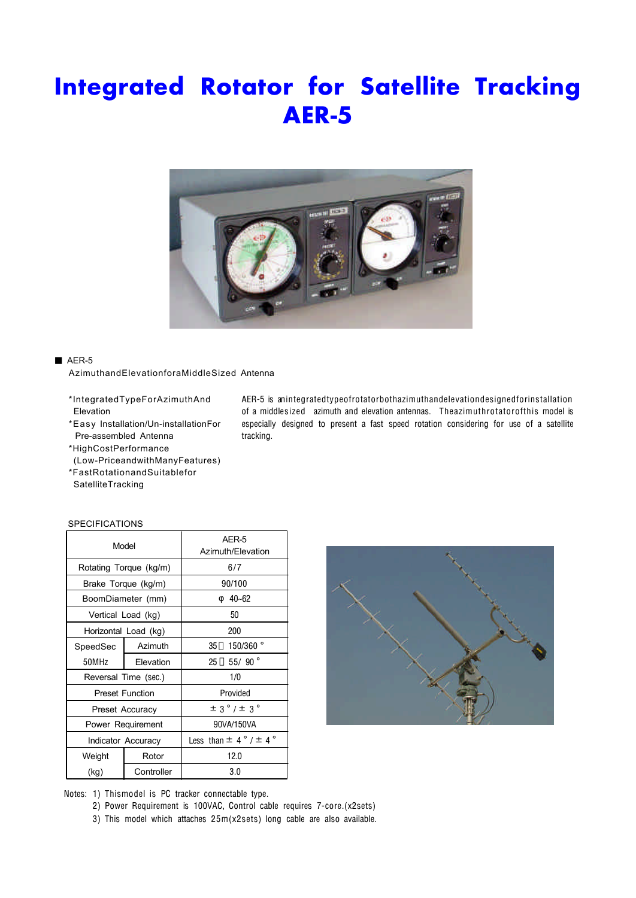# Integrated Rotator for Satellite Tracking AER-5

■ AER-5

AzimuthandElevationforaMiddleSized Antenna

*IntegratedTypeForAzimuthAnd Elevation
*Easy Installation/Un-installationFor Pre-assembled Antenna
*HighCostPerformance (Low-PriceandwithManyFeatures)
*FastRotationandSuitablefor SatelliteTracking

AER-5 is anintegratedtypeofrotatorbothazimuthandelevationdesignedforinstallation of a middlesized azimuth and elevation antennas. Theazimuthrotatorofthis model is especially designed to present a fast speed rotation considering for use of a satellite tracking.

SPECIFICATIONS

| Model | | AER-5 Azimuth/Elevation |
|---|---|---|
| Rotating Torque (kg/m) | | 6/7 |
| Brake Torque (kg/m) | | 90/100 |
| BoomDiameter (mm) | | φ 40~62 |
| Vertical Load (kg) | | 50 |
| Horizontal Load (kg) | | 200 |
| SpeedSec 50MHz | Azimuth | 35 150/360 ° |
| | Elevation | 25 55/ 90 ° |
| Reversal Time (sec.) | | 1/0 |
| Preset Function | | Provided |
| Preset Accuracy | | ± 3 ° / ± 3 ° |
| Power Requirement | | 90VA/150VA |
| Indicator Accuracy | | Less than ± 4 ° / ± 4 ° |
| Weight (kg) | Rotor | 12.0 |
| | Controller | 3.0 |

Notes: 1) Thismodel is PC tracker connectable type.
2) Power Requirement is 100VAC, Control cable requires 7-core.(x2sets)
3) This model which attaches 25m(x2sets) long cable are also available.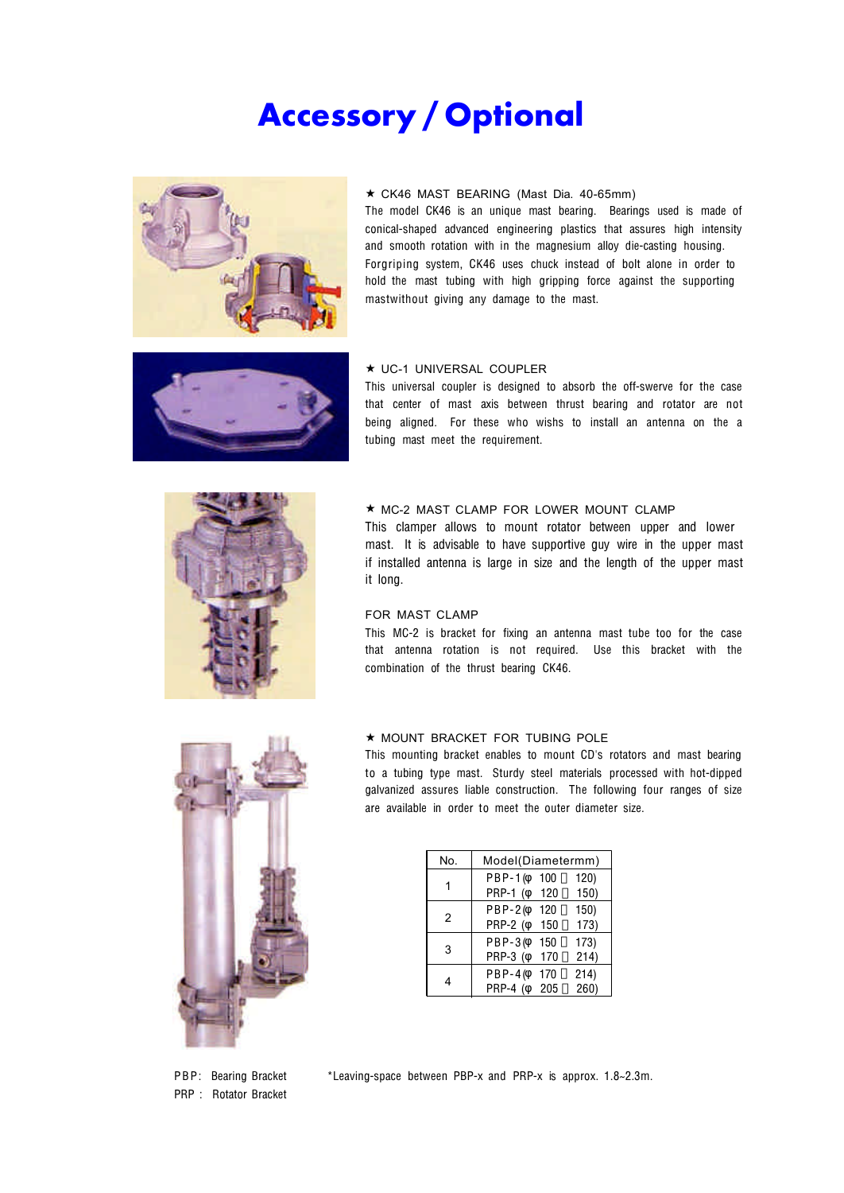# Accessory / Optional

★ CK46 MAST BEARING (Mast Dia. 40-65mm)

The model CK46 is an unique mast bearing. Bearings used is made of conical-shaped advanced engineering plastics that assures high intensity and smooth rotation with in the magnesium alloy die-casting housing. Forgriping system, CK46 uses chuck instead of bolt alone in order to hold the mast tubing with high gripping force against the supporting mastwithout giving any damage to the mast.

★ UC-1 UNIVERSAL COUPLER

This universal coupler is designed to absorb the off-swerve for the case that center of mast axis between thrust bearing and rotator are not being aligned. For these who wishs to install an antenna on the a tubing mast meet the requirement.

★ MC-2 MAST CLAMP FOR LOWER MOUNT CLAMP

This clamper allows to mount rotator between upper and lower mast. It is advisable to have supportive guy wire in the upper mast if installed antenna is large in size and the length of the upper mast it long.

FOR MAST CLAMP

This MC-2 is bracket for fixing an antenna mast tube too for the case that antenna rotation is not required. Use this bracket with the combination of the thrust bearing CK46.

★ MOUNT BRACKET FOR TUBING POLE

This mounting bracket enables to mount CD's rotators and mast bearing to a tubing type mast. Sturdy steel materials processed with hot-dipped galvanized assures liable construction. The following four ranges of size are available in order to meet the outer diameter size.

| No. | Model(Diametermm) |
|---|---|
| 1 | PBP-1(φ 100 ～ 120)<br>PRP-1 (φ 120 ～ 150) |
| 2 | PBP-2(φ 120 ～ 150)<br>PRP-2 (φ 150 ～ 173) |
| 3 | PBP-3(φ 150 ～ 173)<br>PRP-3 (φ 170 ～ 214) |
| 4 | PBP-4(φ 170 ～ 214)<br>PRP-4 (φ 205 ～ 260) |

PBP: Bearing Bracket
PRP : Rotator Bracket

*Leaving-space between PBP-x and PRP-x is approx. 1.8~2.3m.